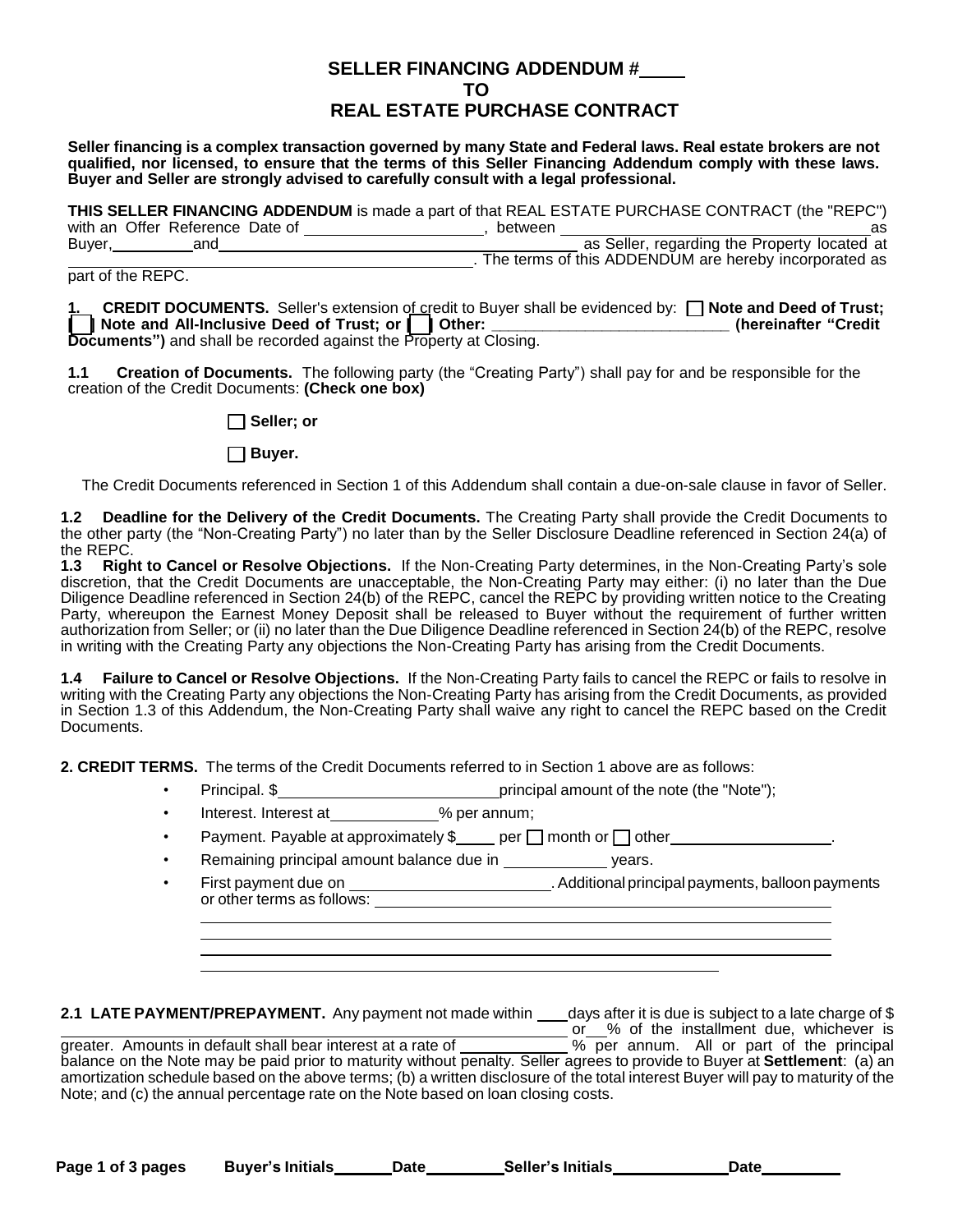# SELLER FINANCING ADDENDUM #____ TO REAL ESTATE PURCHASE CONTRACT

**Seller financing is a complex transaction governed by many State and Federal laws. Real estate brokers are not qualified, nor licensed, to ensure that the terms of this Seller Financing Addendum comply with these laws. Buyer and Seller are strongly advised to carefully consult with a legal professional.**

**THIS SELLER FINANCING ADDENDUM** is made a part of that REAL ESTATE PURCHASE CONTRACT (the "REPC") with an Offer Reference Date of ____________________, between ____________________________________ as Buyer, __________ and ____________________________________ as Seller, regarding the Property located at ____________________________________. The terms of this ADDENDUM are hereby incorporated as part of the REPC.

**1. CREDIT DOCUMENTS.** Seller's extension of credit to Buyer shall be evidenced by: ☐ **Note and Deed of Trust;** ☐ **Note and All-Inclusive Deed of Trust; or** ☐ **Other: ___________________________ (hereinafter "Credit Documents")** and shall be recorded against the Property at Closing.

**1.1 Creation of Documents.** The following party (the "Creating Party") shall pay for and be responsible for the creation of the Credit Documents: **(Check one box)**

☐ **Seller; or**

☐ **Buyer.**

The Credit Documents referenced in Section 1 of this Addendum shall contain a due-on-sale clause in favor of Seller.

**1.2 Deadline for the Delivery of the Credit Documents.** The Creating Party shall provide the Credit Documents to the other party (the "Non-Creating Party") no later than by the Seller Disclosure Deadline referenced in Section 24(a) of the REPC.

**1.3 Right to Cancel or Resolve Objections.** If the Non-Creating Party determines, in the Non-Creating Party's sole discretion, that the Credit Documents are unacceptable, the Non-Creating Party may either: (i) no later than the Due Diligence Deadline referenced in Section 24(b) of the REPC, cancel the REPC by providing written notice to the Creating Party, whereupon the Earnest Money Deposit shall be released to Buyer without the requirement of further written authorization from Seller; or (ii) no later than the Due Diligence Deadline referenced in Section 24(b) of the REPC, resolve in writing with the Creating Party any objections the Non-Creating Party has arising from the Credit Documents.

**1.4 Failure to Cancel or Resolve Objections.** If the Non-Creating Party fails to cancel the REPC or fails to resolve in writing with the Creating Party any objections the Non-Creating Party has arising from the Credit Documents, as provided in Section 1.3 of this Addendum, the Non-Creating Party shall waive any right to cancel the REPC based on the Credit Documents.

**2. CREDIT TERMS.** The terms of the Credit Documents referred to in Section 1 above are as follows:

- Principal. $__________________________ principal amount of the note (the "Note");
- Interest. Interest at ____________% per annum;
- Payment. Payable at approximately $_____ per ☐ month or ☐ other____________________.
- Remaining principal amount balance due in ____________ years.
- First payment due on ________________________. Additional principal payments, balloon payments or other terms as follows: ____________________________________________________________
  ____________________________________________________________________________________
  ____________________________________________________________________________________
  ____________________________________________________________________________________

**2.1 LATE PAYMENT/PREPAYMENT.** Any payment not made within ____ days after it is due is subject to a late charge of $____________________________ or __% of the installment due, whichever is greater. Amounts in default shall bear interest at a rate of ____________ % per annum. All or part of the principal balance on the Note may be paid prior to maturity without penalty. Seller agrees to provide to Buyer at **Settlement**: (a) an amortization schedule based on the above terms; (b) a written disclosure of the total interest Buyer will pay to maturity of the Note; and (c) the annual percentage rate on the Note based on loan closing costs.

Buyer's Initials_______ Date_________ Seller's Initials_____________ Date_________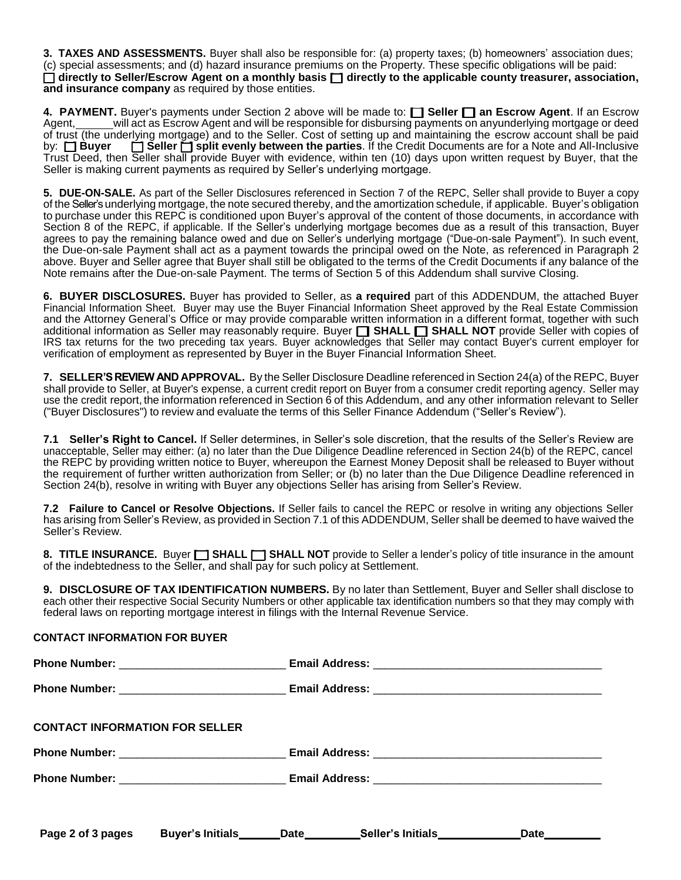**3. TAXES AND ASSESSMENTS.** Buyer shall also be responsible for: (a) property taxes; (b) homeowners' association dues; (c) special assessments; and (d) hazard insurance premiums on the Property. These specific obligations will be paid: ☐ **directly to Seller/Escrow Agent on a monthly basis** ☐ **directly to the applicable county treasurer, association, and insurance company** as required by those entities.

**4. PAYMENT.** Buyer's payments under Section 2 above will be made to: ☐ **Seller** ☐ **an Escrow Agent**. If an Escrow Agent, ______ will act as Escrow Agent and will be responsible for disbursing payments on anyunderlying mortgage or deed of trust (the underlying mortgage) and to the Seller. Cost of setting up and maintaining the escrow account shall be paid by: ☐ **Buyer** ☐ **Seller** ☐ **split evenly between the parties**. If the Credit Documents are for a Note and All-Inclusive Trust Deed, then Seller shall provide Buyer with evidence, within ten (10) days upon written request by Buyer, that the Seller is making current payments as required by Seller's underlying mortgage.

**5. DUE-ON-SALE.** As part of the Seller Disclosures referenced in Section 7 of the REPC, Seller shall provide to Buyer a copy of the Seller's underlying mortgage, the note secured thereby, and the amortization schedule, if applicable. Buyer's obligation to purchase under this REPC is conditioned upon Buyer's approval of the content of those documents, in accordance with Section 8 of the REPC, if applicable. If the Seller's underlying mortgage becomes due as a result of this transaction, Buyer agrees to pay the remaining balance owed and due on Seller's underlying mortgage ("Due-on-sale Payment"). In such event, the Due-on-sale Payment shall act as a payment towards the principal owed on the Note, as referenced in Paragraph 2 above. Buyer and Seller agree that Buyer shall still be obligated to the terms of the Credit Documents if any balance of the Note remains after the Due-on-sale Payment. The terms of Section 5 of this Addendum shall survive Closing.

**6. BUYER DISCLOSURES.** Buyer has provided to Seller, as **a required** part of this ADDENDUM, the attached Buyer Financial Information Sheet. Buyer may use the Buyer Financial Information Sheet approved by the Real Estate Commission and the Attorney General's Office or may provide comparable written information in a different format, together with such additional information as Seller may reasonably require. Buyer ☐ **SHALL** ☐ **SHALL NOT** provide Seller with copies of IRS tax returns for the two preceding tax years. Buyer acknowledges that Seller may contact Buyer's current employer for verification of employment as represented by Buyer in the Buyer Financial Information Sheet.

**7. SELLER'S REVIEW AND APPROVAL.** By the Seller Disclosure Deadline referenced in Section 24(a) of the REPC, Buyer shall provide to Seller, at Buyer's expense, a current credit report on Buyer from a consumer credit reporting agency. Seller may use the credit report, the information referenced in Section 6 of this Addendum, and any other information relevant to Seller ("Buyer Disclosures") to review and evaluate the terms of this Seller Finance Addendum ("Seller's Review").

**7.1 Seller's Right to Cancel.** If Seller determines, in Seller's sole discretion, that the results of the Seller's Review are unacceptable, Seller may either: (a) no later than the Due Diligence Deadline referenced in Section 24(b) of the REPC, cancel the REPC by providing written notice to Buyer, whereupon the Earnest Money Deposit shall be released to Buyer without the requirement of further written authorization from Seller; or (b) no later than the Due Diligence Deadline referenced in Section 24(b), resolve in writing with Buyer any objections Seller has arising from Seller's Review.

**7.2 Failure to Cancel or Resolve Objections.** If Seller fails to cancel the REPC or resolve in writing any objections Seller has arising from Seller's Review, as provided in Section 7.1 of this ADDENDUM, Seller shall be deemed to have waived the Seller's Review.

**8. TITLE INSURANCE.** Buyer ☐ **SHALL** ☐ **SHALL NOT** provide to Seller a lender's policy of title insurance in the amount of the indebtedness to the Seller, and shall pay for such policy at Settlement.

**9. DISCLOSURE OF TAX IDENTIFICATION NUMBERS.** By no later than Settlement, Buyer and Seller shall disclose to each other their respective Social Security Numbers or other applicable tax identification numbers so that they may comply with federal laws on reporting mortgage interest in filings with the Internal Revenue Service.

**CONTACT INFORMATION FOR BUYER**

**Phone Number:** ______________________ **Email Address:** ______________________________

**Phone Number:** ______________________ **Email Address:** ______________________________

**CONTACT INFORMATION FOR SELLER**

**Phone Number:** ______________________ **Email Address:** ______________________________

**Phone Number:** ______________________ **Email Address:** ______________________________

**Buyer's Initials** ______ **Date** ________ **Seller's Initials** ____________ **Date** ________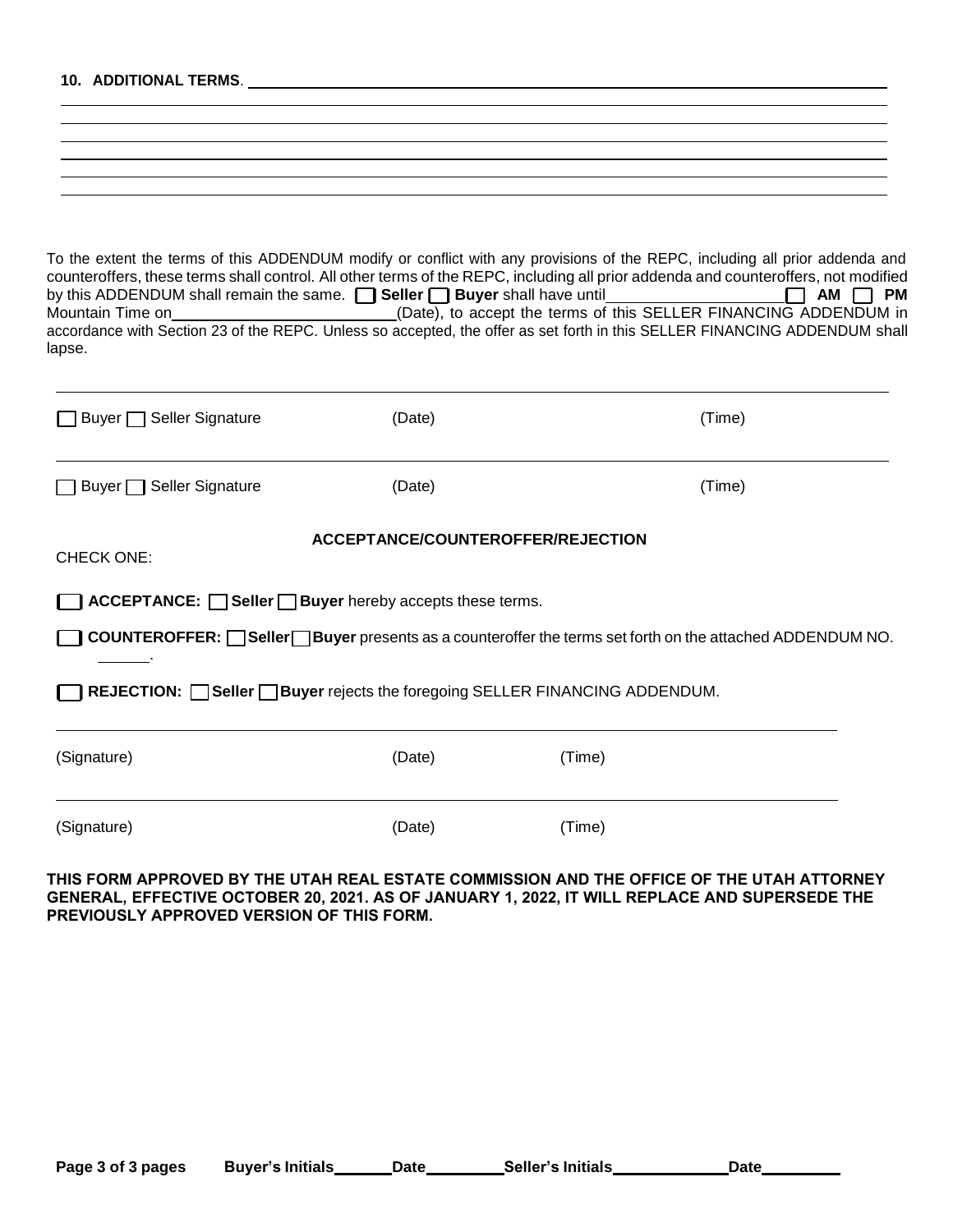**10. ADDITIONAL TERMS**. ____________________________________________

To the extent the terms of this ADDENDUM modify or conflict with any provisions of the REPC, including all prior addenda and counteroffers, these terms shall control. All other terms of the REPC, including all prior addenda and counteroffers, not modified by this ADDENDUM shall remain the same. ☐ **Seller** ☐ **Buyer** shall have until ____________________ ☐ **AM** ☐ **PM** Mountain Time on ____________________ (Date), to accept the terms of this SELLER FINANCING ADDENDUM in accordance with Section 23 of the REPC. Unless so accepted, the offer as set forth in this SELLER FINANCING ADDENDUM shall lapse.

________________________________________________

☐ Buyer ☐ Seller Signature (Date) (Time)

________________________________________________

☐ Buyer ☐ Seller Signature (Date) (Time)

**ACCEPTANCE/COUNTEROFFER/REJECTION**

CHECK ONE:

☐ **ACCEPTANCE:** ☐ **Seller** ☐ **Buyer** hereby accepts these terms.

☐ **COUNTEROFFER:** ☐ **Seller** ☐ **Buyer** presents as a counteroffer the terms set forth on the attached ADDENDUM NO. ______.

☐ **REJECTION:** ☐ **Seller** ☐ **Buyer** rejects the foregoing SELLER FINANCING ADDENDUM.

________________________________________________

(Signature) (Date) (Time)

________________________________________________

(Signature) (Date) (Time)

**THIS FORM APPROVED BY THE UTAH REAL ESTATE COMMISSION AND THE OFFICE OF THE UTAH ATTORNEY GENERAL, EFFECTIVE OCTOBER 20, 2021. AS OF JANUARY 1, 2022, IT WILL REPLACE AND SUPERSEDE THE PREVIOUSLY APPROVED VERSION OF THIS FORM.**

**Buyer's Initials______ Date________ Seller's Initials____________ Date________**